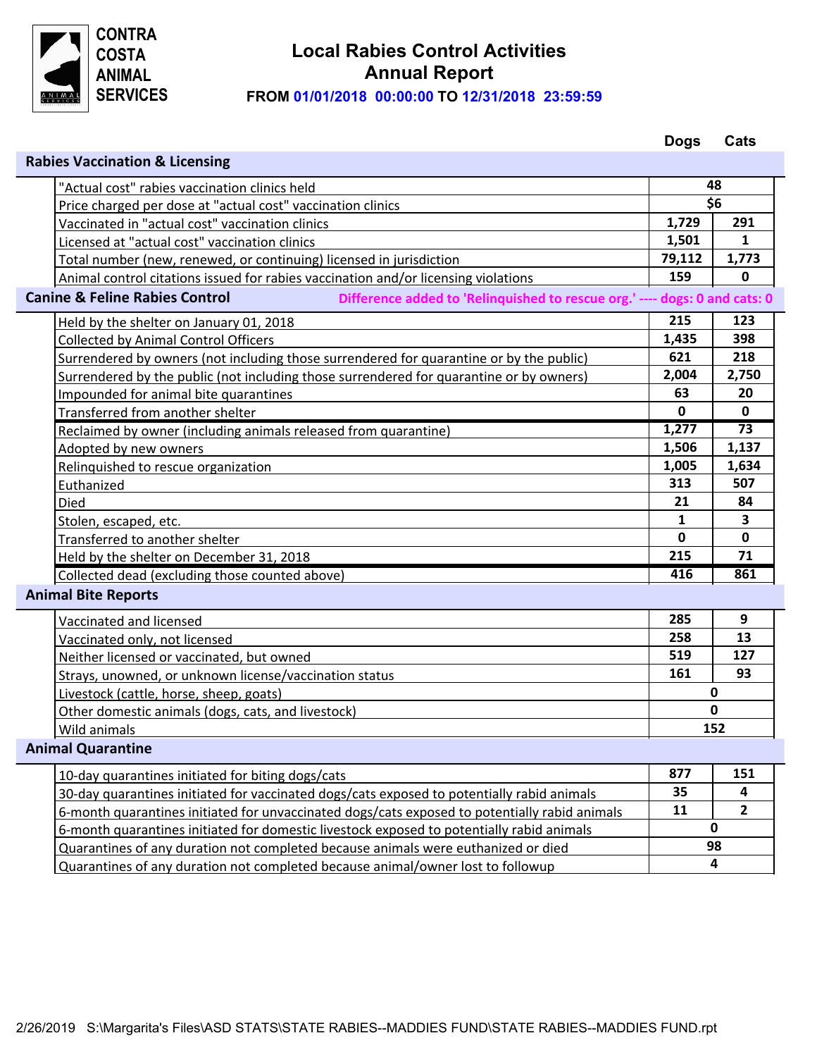CONTRA COSTA ANIMAL SERVICES

# Local Rabies Control Activities Annual Report

**FROM 01/01/2018 00:00:00 TO 12/31/2018 23:59:59**

| | Dogs | Cats |
|---|---|---|
| **Rabies Vaccination & Licensing** | | |
| "Actual cost" rabies vaccination clinics held | 48 | |
| Price charged per dose at "actual cost" vaccination clinics | $6 | |
| Vaccinated in "actual cost" vaccination clinics | 1,729 | 291 |
| Licensed at "actual cost" vaccination clinics | 1,501 | 1 |
| Total number (new, renewed, or continuing) licensed in jurisdiction | 79,112 | 1,773 |
| Animal control citations issued for rabies vaccination and/or licensing violations | 159 | 0 |
| **Canine & Feline Rabies Control** — Difference added to 'Relinquished to rescue org.' ---- dogs: 0 and cats: 0 | | |
| Held by the shelter on January 01, 2018 | 215 | 123 |
| Collected by Animal Control Officers | 1,435 | 398 |
| Surrendered by owners (not including those surrendered for quarantine or by the public) | 621 | 218 |
| Surrendered by the public (not including those surrendered for quarantine or by owners) | 2,004 | 2,750 |
| Impounded for animal bite quarantines | 63 | 20 |
| Transferred from another shelter | 0 | 0 |
| Reclaimed by owner (including animals released from quarantine) | 1,277 | 73 |
| Adopted by new owners | 1,506 | 1,137 |
| Relinquished to rescue organization | 1,005 | 1,634 |
| Euthanized | 313 | 507 |
| Died | 21 | 84 |
| Stolen, escaped, etc. | 1 | 3 |
| Transferred to another shelter | 0 | 0 |
| Held by the shelter on December 31, 2018 | 215 | 71 |
| Collected dead (excluding those counted above) | 416 | 861 |
| **Animal Bite Reports** | | |
| Vaccinated and licensed | 285 | 9 |
| Vaccinated only, not licensed | 258 | 13 |
| Neither licensed or vaccinated, but owned | 519 | 127 |
| Strays, unowned, or unknown license/vaccination status | 161 | 93 |
| Livestock (cattle, horse, sheep, goats) | 0 | |
| Other domestic animals (dogs, cats, and livestock) | 0 | |
| Wild animals | 152 | |
| **Animal Quarantine** | | |
| 10-day quarantines initiated for biting dogs/cats | 877 | 151 |
| 30-day quarantines initiated for vaccinated dogs/cats exposed to potentially rabid animals | 35 | 4 |
| 6-month quarantines initiated for unvaccinated dogs/cats exposed to potentially rabid animals | 11 | 2 |
| 6-month quarantines initiated for domestic livestock exposed to potentially rabid animals | 0 | |
| Quarantines of any duration not completed because animals were euthanized or died | 98 | |
| Quarantines of any duration not completed because animal/owner lost to followup | 4 | |

2/26/2019 S:\Margarita's Files\ASD STATS\STATE RABIES--MADDIES FUND\STATE RABIES--MADDIES FUND.rpt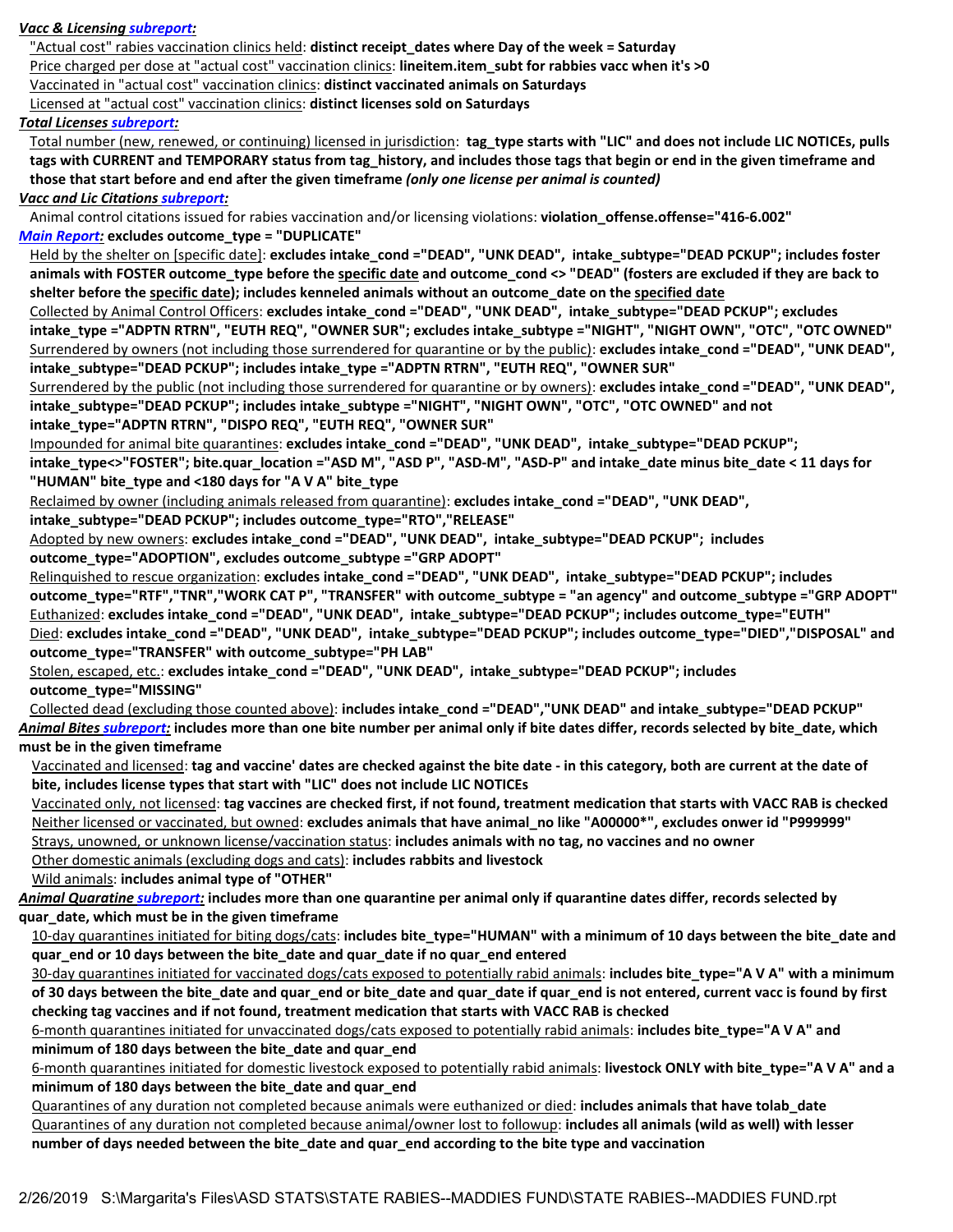***Vacc & Licensing subreport:***

Actual cost" rabies vaccination clinics held: **distinct receipt_dates where Day of the week = Saturday**
Price charged per dose at "actual cost" vaccination clinics: **lineitem.item_subt for rabbies vacc when it's >0**
Vaccinated in "actual cost" vaccination clinics: **distinct vaccinated animals on Saturdays**
Licensed at "actual cost" vaccination clinics: **distinct licenses sold on Saturdays**

***Total Licenses subreport:***

Total number (new, renewed, or continuing) licensed in jurisdiction: **tag_type starts with "LIC" and does not include LIC NOTICEs, pulls tags with CURRENT and TEMPORARY status from tag_history, and includes those tags that begin or end in the given timeframe and those that start before and end after the given timeframe *(only one license per animal is counted)***

***Vacc and Lic Citations subreport:***

Animal control citations issued for rabies vaccination and/or licensing violations: **violation_offense.offense="416-6.002"**

***Main Report:* excludes outcome_type = "DUPLICATE"**

Held by the shelter on [specific date]: **excludes intake_cond ="DEAD", "UNK DEAD", intake_subtype="DEAD PCKUP"; includes foster animals with FOSTER outcome_type before the specific date and outcome_cond <> "DEAD" (fosters are excluded if they are back to shelter before the specific date); includes kenneled animals without an outcome_date on the specified date**
Collected by Animal Control Officers: **excludes intake_cond ="DEAD", "UNK DEAD", intake_subtype="DEAD PCKUP"; excludes intake_type ="ADPTN RTRN", "EUTH REQ", "OWNER SUR"; excludes intake_subtype ="NIGHT", "NIGHT OWN", "OTC", "OTC OWNED"**
Surrendered by owners (not including those surrendered for quarantine or by the public): **excludes intake_cond ="DEAD", "UNK DEAD", intake_subtype="DEAD PCKUP"; includes intake_type ="ADPTN RTRN", "EUTH REQ", "OWNER SUR"**
Surrendered by the public (not including those surrendered for quarantine or by owners): **excludes intake_cond ="DEAD", "UNK DEAD", intake_subtype="DEAD PCKUP"; includes intake_subtype ="NIGHT", "NIGHT OWN", "OTC", "OTC OWNED" and not intake_type="ADPTN RTRN", "DISPO REQ", "EUTH REQ", "OWNER SUR"**
Impounded for animal bite quarantines: **excludes intake_cond ="DEAD", "UNK DEAD", intake_subtype="DEAD PCKUP"; intake_type<>"FOSTER"; bite.quar_location ="ASD M", "ASD P", "ASD-M", "ASD-P" and intake_date minus bite_date < 11 days for "HUMAN" bite_type and <180 days for "A V A" bite_type**
Reclaimed by owner (including animals released from quarantine): **excludes intake_cond ="DEAD", "UNK DEAD", intake_subtype="DEAD PCKUP"; includes outcome_type="RTO","RELEASE"**
Adopted by new owners: **excludes intake_cond ="DEAD", "UNK DEAD", intake_subtype="DEAD PCKUP"; includes outcome_type="ADOPTION", excludes outcome_subtype = "GRP ADOPT"**
Relinquished to rescue organization: **excludes intake_cond ="DEAD", "UNK DEAD", intake_subtype="DEAD PCKUP"; includes outcome_type="RTF","TNR","WORK CAT P", "TRANSFER" with outcome_subtype = "an agency" and outcome_subtype ="GRP ADOPT"**
Euthanized: **excludes intake_cond ="DEAD", "UNK DEAD", intake_subtype="DEAD PCKUP"; includes outcome_type="EUTH"**
Died: **excludes intake_cond ="DEAD", "UNK DEAD", intake_subtype="DEAD PCKUP"; includes outcome_type="DIED","DISPOSAL" and outcome_type="TRANSFER" with outcome_subtype="PH LAB"**
Stolen, escaped, etc.: **excludes intake_cond ="DEAD", "UNK DEAD", intake_subtype="DEAD PCKUP"; includes outcome_type="MISSING"**
Collected dead (excluding those counted above): **includes intake_cond ="DEAD","UNK DEAD" and intake_subtype="DEAD PCKUP"**

***Animal Bites subreport:* includes more than one bite number per animal only if bite dates differ, records selected by bite_date, which must be in the given timeframe**

Vaccinated and licensed: **tag and vaccine' dates are checked against the bite date - in this category, both are current at the date of bite, includes license types that start with "LIC" does not include LIC NOTICEs**
Vaccinated only, not licensed: **tag vaccines are checked first, if not found, treatment medication that starts with VACC RAB is checked**
Neither licensed or vaccinated, but owned: **excludes animals that have animal_no like "A00000*", excludes onwer id "P999999"**
Strays, unowned, or unknown license/vaccination status: **includes animals with no tag, no vaccines and no owner**
Other domestic animals (excluding dogs and cats): **includes rabbits and livestock**
Wild animals: **includes animal type of "OTHER"**

***Animal Quaratine subreport:* includes more than one quarantine per animal only if quarantine dates differ, records selected by quar_date, which must be in the given timeframe**

10-day quarantines initiated for biting dogs/cats: **includes bite_type="HUMAN" with a minimum of 10 days between the bite_date and quar_end or 10 days between the bite_date and quar_date if no quar_end entered**
30-day quarantines initiated for vaccinated dogs/cats exposed to potentially rabid animals: **includes bite_type="A V A" with a minimum of 30 days between the bite_date and quar_end or bite_date and quar_date if quar_end is not entered, current vacc is found by first checking tag vaccines and if not found, treatment medication that starts with VACC RAB is checked**
6-month quarantines initiated for unvaccinated dogs/cats exposed to potentially rabid animals: **includes bite_type="A V A" and minimum of 180 days between the bite_date and quar_end**
6-month quarantines initiated for domestic livestock exposed to potentially rabid animals: **livestock ONLY with bite_type="A V A" and a minimum of 180 days between the bite_date and quar_end**
Quarantines of any duration not completed because animals were euthanized or died: **includes animals that have tolab_date**
Quarantines of any duration not completed because animal/owner lost to followup: **includes all animals (wild as well) with lesser number of days needed between the bite_date and quar_end according to the bite type and vaccination**

2/26/2019 S:\Margarita's Files\ASD STATS\STATE RABIES--MADDIES FUND\STATE RABIES--MADDIES FUND.rpt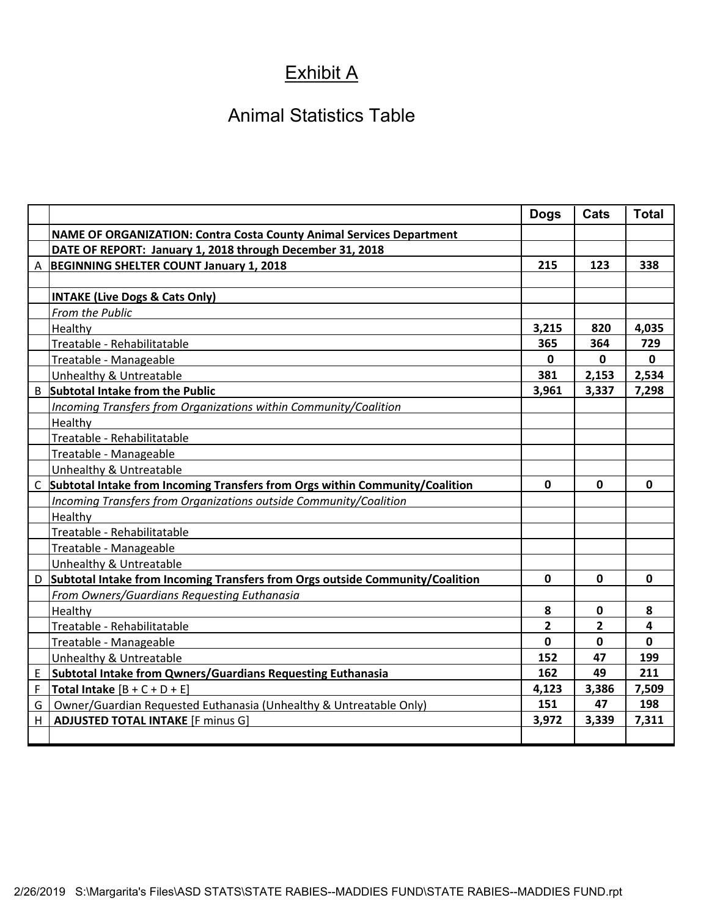# Exhibit A

## Animal Statistics Table

| | | Dogs | Cats | Total |
|---|---|---|---|---|
| | **NAME OF ORGANIZATION: Contra Costa County Animal Services Department** | | | |
| | **DATE OF REPORT: January 1, 2018 through December 31, 2018** | | | |
| A | **BEGINNING SHELTER COUNT January 1, 2018** | **215** | **123** | **338** |
| | | | | |
| | **INTAKE (Live Dogs & Cats Only)** | | | |
| | *From the Public* | | | |
| | Healthy | **3,215** | **820** | **4,035** |
| | Treatable - Rehabilitatable | **365** | **364** | **729** |
| | Treatable - Manageable | **0** | **0** | **0** |
| | Unhealthy & Untreatable | **381** | **2,153** | **2,534** |
| B | **Subtotal Intake from the Public** | **3,961** | **3,337** | **7,298** |
| | *Incoming Transfers from Organizations within Community/Coalition* | | | |
| | Healthy | | | |
| | Treatable - Rehabilitatable | | | |
| | Treatable - Manageable | | | |
| | Unhealthy & Untreatable | | | |
| C | **Subtotal Intake from Incoming Transfers from Orgs within Community/Coalition** | **0** | **0** | **0** |
| | *Incoming Transfers from Organizations outside Community/Coalition* | | | |
| | Healthy | | | |
| | Treatable - Rehabilitatable | | | |
| | Treatable - Manageable | | | |
| | Unhealthy & Untreatable | | | |
| D | **Subtotal Intake from Incoming Transfers from Orgs outside Community/Coalition** | **0** | **0** | **0** |
| | *From Owners/Guardians Requesting Euthanasia* | | | |
| | Healthy | **8** | **0** | **8** |
| | Treatable - Rehabilitatable | **2** | **2** | **4** |
| | Treatable - Manageable | **0** | **0** | **0** |
| | Unhealthy & Untreatable | **152** | **47** | **199** |
| E | **Subtotal Intake from Qwners/Guardians Requesting Euthanasia** | **162** | **49** | **211** |
| F | **Total Intake** [B + C + D + E] | **4,123** | **3,386** | **7,509** |
| G | Owner/Guardian Requested Euthanasia (Unhealthy & Untreatable Only) | **151** | **47** | **198** |
| H | **ADJUSTED TOTAL INTAKE** [F minus G] | **3,972** | **3,339** | **7,311** |
| | | | | |

2/26/2019 S:\Margarita's Files\ASD STATS\STATE RABIES--MADDIES FUND\STATE RABIES--MADDIES FUND.rpt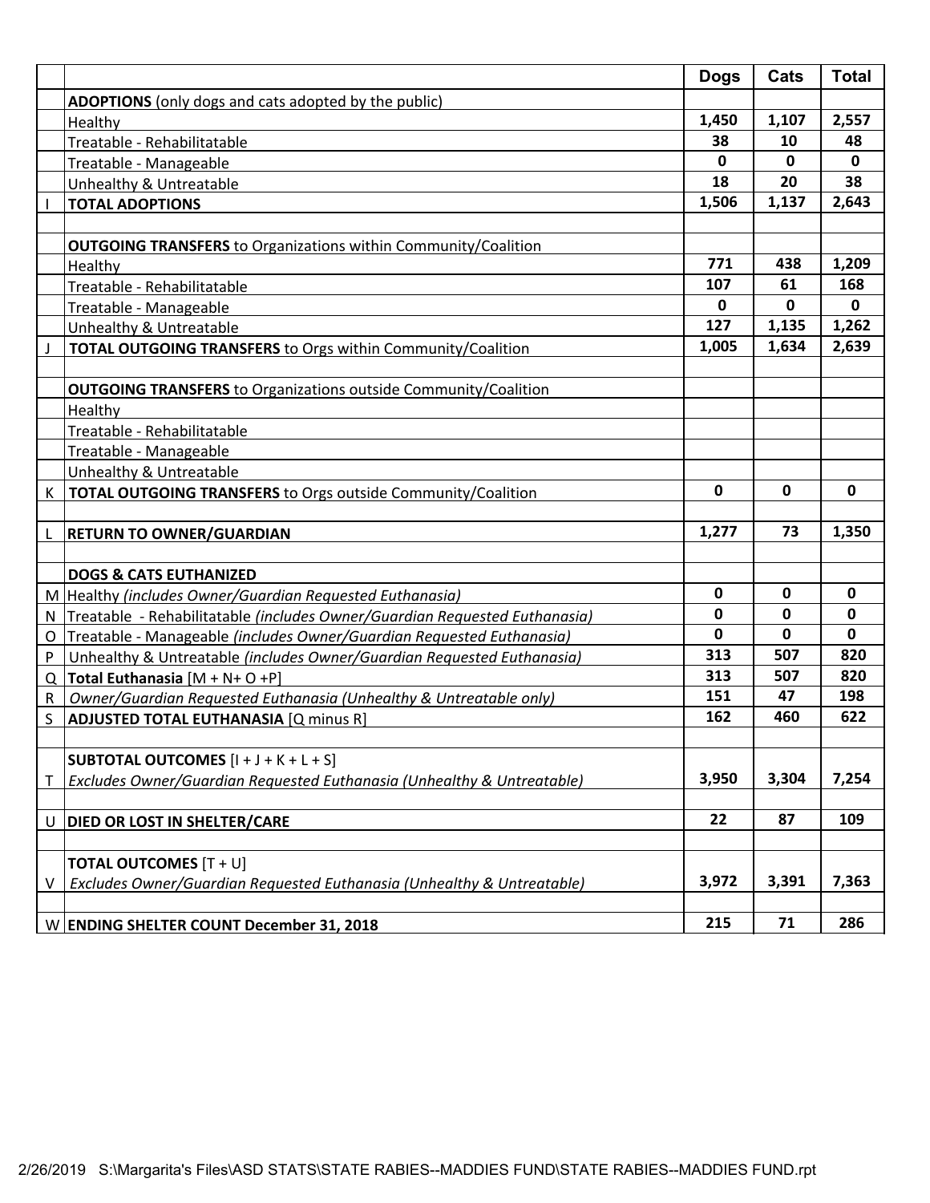| | | Dogs | Cats | Total |
|---|---|---|---|---|
| | **ADOPTIONS** (only dogs and cats adopted by the public) | | | |
| | Healthy | **1,450** | **1,107** | **2,557** |
| | Treatable - Rehabilitatable | **38** | **10** | **48** |
| | Treatable - Manageable | **0** | **0** | **0** |
| | Unhealthy & Untreatable | **18** | **20** | **38** |
| I | **TOTAL ADOPTIONS** | **1,506** | **1,137** | **2,643** |
| | | | | |
| | **OUTGOING TRANSFERS** to Organizations within Community/Coalition | | | |
| | Healthy | **771** | **438** | **1,209** |
| | Treatable - Rehabilitatable | **107** | **61** | **168** |
| | Treatable - Manageable | **0** | **0** | **0** |
| | Unhealthy & Untreatable | **127** | **1,135** | **1,262** |
| J | **TOTAL OUTGOING TRANSFERS** to Orgs within Community/Coalition | **1,005** | **1,634** | **2,639** |
| | | | | |
| | **OUTGOING TRANSFERS** to Organizations outside Community/Coalition | | | |
| | Healthy | | | |
| | Treatable - Rehabilitatable | | | |
| | Treatable - Manageable | | | |
| | Unhealthy & Untreatable | | | |
| K | **TOTAL OUTGOING TRANSFERS** to Orgs outside Community/Coalition | **0** | **0** | **0** |
| | | | | |
| L | **RETURN TO OWNER/GUARDIAN** | **1,277** | **73** | **1,350** |
| | | | | |
| | **DOGS & CATS EUTHANIZED** | | | |
| M | Healthy *(includes Owner/Guardian Requested Euthanasia)* | **0** | **0** | **0** |
| N | Treatable - Rehabilitatable *(includes Owner/Guardian Requested Euthanasia)* | **0** | **0** | **0** |
| O | Treatable - Manageable *(includes Owner/Guardian Requested Euthanasia)* | **0** | **0** | **0** |
| P | Unhealthy & Untreatable *(includes Owner/Guardian Requested Euthanasia)* | **313** | **507** | **820** |
| Q | **Total Euthanasia** [M + N+ O +P] | **313** | **507** | **820** |
| R | *Owner/Guardian Requested Euthanasia (Unhealthy & Untreatable only)* | **151** | **47** | **198** |
| S | **ADJUSTED TOTAL EUTHANASIA** [Q minus R] | **162** | **460** | **622** |
| | | | | |
| T | **SUBTOTAL OUTCOMES** [I + J + K + L + S] *Excludes Owner/Guardian Requested Euthanasia (Unhealthy & Untreatable)* | **3,950** | **3,304** | **7,254** |
| | | | | |
| U | **DIED OR LOST IN SHELTER/CARE** | **22** | **87** | **109** |
| | | | | |
| V | **TOTAL OUTCOMES** [T + U] *Excludes Owner/Guardian Requested Euthanasia (Unhealthy & Untreatable)* | **3,972** | **3,391** | **7,363** |
| | | | | |
| W | **ENDING SHELTER COUNT December 31, 2018** | **215** | **71** | **286** |